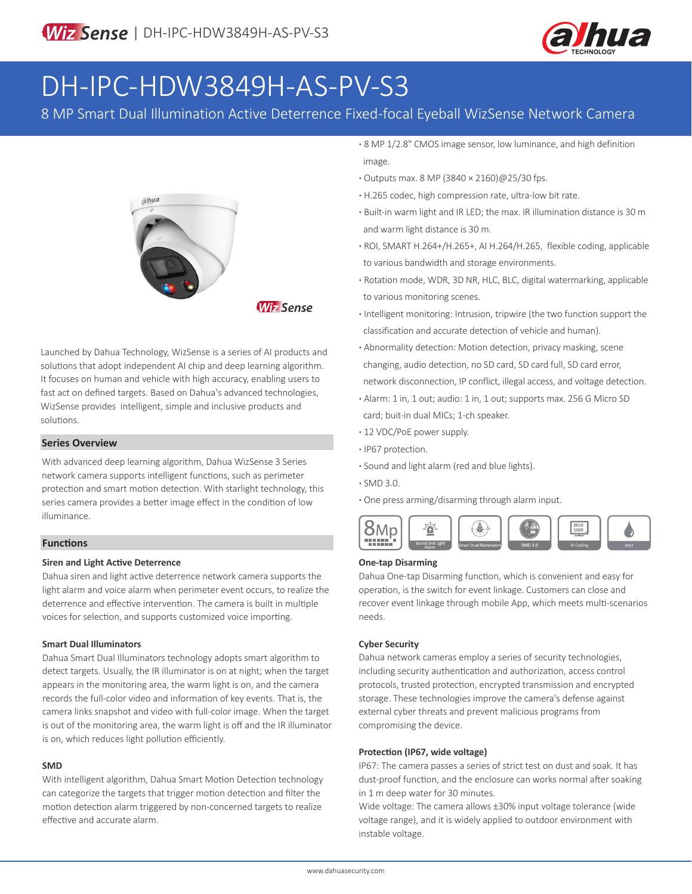# DH-IPC-HDW3849H-AS-PV-S3

8 MP Smart Dual Illumination Active Deterrence Fixed-focal Eyeball WizSense Network Camera

- 8 MP 1/2.8" CMOS image sensor, low luminance, and high definition image.
- Outputs max. 8 MP (3840 × 2160)@25/30 fps.
- H.265 codec, high compression rate, ultra-low bit rate.
- Built-in warm light and IR LED; the max. IR illumination distance is 30 m and warm light distance is 30 m.
- ROI, SMART H.264+/H.265+, AI H.264/H.265, flexible coding, applicable to various bandwidth and storage environments.
- Rotation mode, WDR, 3D NR, HLC, BLC, digital watermarking, applicable to various monitoring scenes.
- Intelligent monitoring: Intrusion, tripwire (the two function support the classification and accurate detection of vehicle and human).
- Abnormality detection: Motion detection, privacy masking, scene changing, audio detection, no SD card, SD card full, SD card error, network disconnection, IP conflict, illegal access, and voltage detection.
- Alarm: 1 in, 1 out; audio: 1 in, 1 out; supports max. 256 G Micro SD card; buit-in dual MICs; 1-ch speaker.
- 12 VDC/PoE power supply.
- IP67 protection.
- Sound and light alarm (red and blue lights).
- SMD 3.0.
- One press arming/disarming through alarm input.

Launched by Dahua Technology, WizSense is a series of AI products and solutions that adopt independent AI chip and deep learning algorithm. It focuses on human and vehicle with high accuracy, enabling users to fast act on defined targets. Based on Dahua's advanced technologies, WizSense provides intelligent, simple and inclusive products and solutions.

## Series Overview

With advanced deep learning algorithm, Dahua WizSense 3 Series network camera supports intelligent functions, such as perimeter protection and smart motion detection. With starlight technology, this series camera provides a better image effect in the condition of low illuminance.

## Functions

### Siren and Light Active Deterrence

Dahua siren and light active deterrence network camera supports the light alarm and voice alarm when perimeter event occurs, to realize the deterrence and effective intervention. The camera is built in multiple voices for selection, and supports customized voice importing.

### Smart Dual Illuminators

Dahua Smart Dual Illuminators technology adopts smart algorithm to detect targets. Usually, the IR illuminator is on at night; when the target appears in the monitoring area, the warm light is on, and the camera records the full-color video and information of key events. That is, the camera links snapshot and video with full-color image. When the target is out of the monitoring area, the warm light is off and the IR illuminator is on, which reduces light pollution efficiently.

### SMD

With intelligent algorithm, Dahua Smart Motion Detection technology can categorize the targets that trigger motion detection and filter the motion detection alarm triggered by non-concerned targets to realize effective and accurate alarm.

### One-tap Disarming

Dahua One-tap Disarming function, which is convenient and easy for operation, is the switch for event linkage. Customers can close and recover event linkage through mobile App, which meets multi-scenarios needs.

### Cyber Security

Dahua network cameras employ a series of security technologies, including security authentication and authorization, access control protocols, trusted protection, encrypted transmission and encrypted storage. These technologies improve the camera's defense against external cyber threats and prevent malicious programs from compromising the device.

### Protection (IP67, wide voltage)

IP67: The camera passes a series of strict test on dust and soak. It has dust-proof function, and the enclosure can works normal after soaking in 1 m deep water for 30 minutes.

Wide voltage: The camera allows ±30% input voltage tolerance (wide voltage range), and it is widely applied to outdoor environment with instable voltage.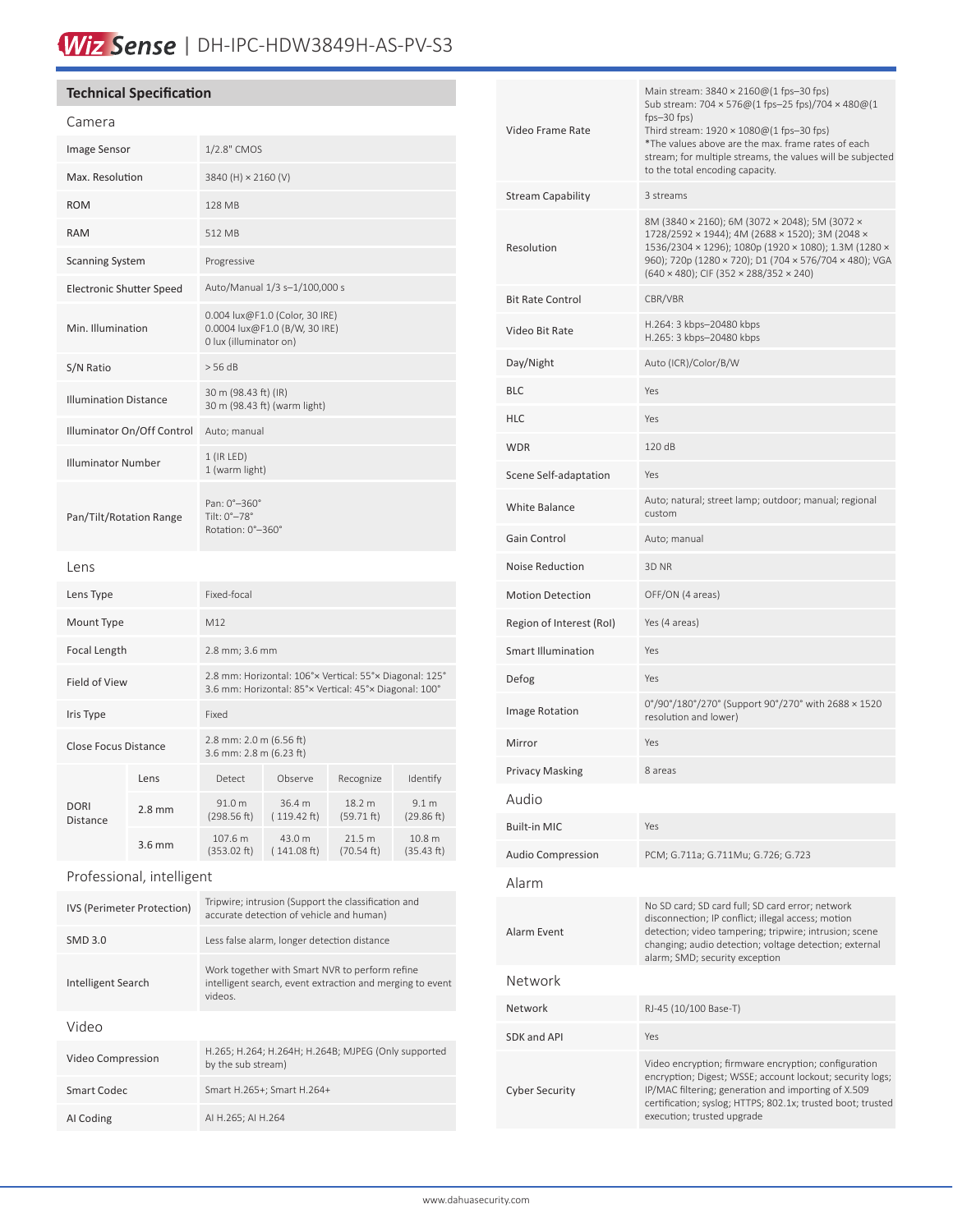WizSense | DH-IPC-HDW3849H-AS-PV-S3

## Technical Specification

### Camera

| | |
|---|---|
| Image Sensor | 1/2.8" CMOS |
| Max. Resolution | 3840 (H) × 2160 (V) |
| ROM | 128 MB |
| RAM | 512 MB |
| Scanning System | Progressive |
| Electronic Shutter Speed | Auto/Manual 1/3 s–1/100,000 s |
| Min. Illumination | 0.004 lux@F1.0 (Color, 30 IRE)<br>0.0004 lux@F1.0 (B/W, 30 IRE)<br>0 lux (illuminator on) |
| S/N Ratio | > 56 dB |
| Illumination Distance | 30 m (98.43 ft) (IR)<br>30 m (98.43 ft) (warm light) |
| Illuminator On/Off Control | Auto; manual |
| Illuminator Number | 1 (IR LED)<br>1 (warm light) |
| Pan/Tilt/Rotation Range | Pan: 0°–360°<br>Tilt: 0°–78°<br>Rotation: 0°–360° |

### Lens

| | | | | | |
|---|---|---|---|---|---|
| Lens Type | Fixed-focal | | | | |
| Mount Type | M12 | | | | |
| Focal Length | 2.8 mm; 3.6 mm | | | | |
| Field of View | 2.8 mm: Horizontal: 106°× Vertical: 55°× Diagonal: 125°<br>3.6 mm: Horizontal: 85°× Vertical: 45°× Diagonal: 100° | | | | |
| Iris Type | Fixed | | | | |
| Close Focus Distance | 2.8 mm: 2.0 m (6.56 ft)<br>3.6 mm: 2.8 m (6.23 ft) | | | | |
| DORI Distance | Lens | Detect | Observe | Recognize | Identify |
| | 2.8 mm | 91.0 m (298.56 ft) | 36.4 m ( 119.42 ft) | 18.2 m (59.71 ft) | 9.1 m (29.86 ft) |
| | 3.6 mm | 107.6 m (353.02 ft) | 43.0 m ( 141.08 ft) | 21.5 m (70.54 ft) | 10.8 m (35.43 ft) |

### Professional, intelligent

| | |
|---|---|
| IVS (Perimeter Protection) | Tripwire; intrusion (Support the classification and accurate detection of vehicle and human) |
| SMD 3.0 | Less false alarm, longer detection distance |
| Intelligent Search | Work together with Smart NVR to perform refine intelligent search, event extraction and merging to event videos. |

### Video

| | |
|---|---|
| Video Compression | H.265; H.264; H.264H; H.264B; MJPEG (Only supported by the sub stream) |
| Smart Codec | Smart H.265+; Smart H.264+ |
| AI Coding | AI H.265; AI H.264 |
| Video Frame Rate | Main stream: 3840 × 2160@(1 fps–30 fps)<br>Sub stream: 704 × 576@(1 fps–25 fps)/704 × 480@(1 fps–30 fps)<br>Third stream: 1920 × 1080@(1 fps–30 fps)<br>*The values above are the max. frame rates of each stream; for multiple streams, the values will be subjected to the total encoding capacity. |
| Stream Capability | 3 streams |
| Resolution | 8M (3840 × 2160); 6M (3072 × 2048); 5M (3072 × 1728/2592 × 1944); 4M (2688 × 1520); 3M (2048 × 1536/2304 × 1296); 1080p (1920 × 1080); 1.3M (1280 × 960); 720p (1280 × 720); D1 (704 × 576/704 × 480); VGA (640 × 480); CIF (352 × 288/352 × 240) |
| Bit Rate Control | CBR/VBR |
| Video Bit Rate | H.264: 3 kbps–20480 kbps<br>H.265: 3 kbps–20480 kbps |
| Day/Night | Auto (ICR)/Color/B/W |
| BLC | Yes |
| HLC | Yes |
| WDR | 120 dB |
| Scene Self-adaptation | Yes |
| White Balance | Auto; natural; street lamp; outdoor; manual; regional custom |
| Gain Control | Auto; manual |
| Noise Reduction | 3D NR |
| Motion Detection | OFF/ON (4 areas) |
| Region of Interest (RoI) | Yes (4 areas) |
| Smart Illumination | Yes |
| Defog | Yes |
| Image Rotation | 0°/90°/180°/270° (Support 90°/270° with 2688 × 1520 resolution and lower) |
| Mirror | Yes |
| Privacy Masking | 8 areas |

### Audio

| | |
|---|---|
| Built-in MIC | Yes |
| Audio Compression | PCM; G.711a; G.711Mu; G.726; G.723 |

### Alarm

| | |
|---|---|
| Alarm Event | No SD card; SD card full; SD card error; network disconnection; IP conflict; illegal access; motion detection; video tampering; tripwire; intrusion; scene changing; audio detection; voltage detection; external alarm; SMD; security exception |

### Network

| | |
|---|---|
| Network | RJ-45 (10/100 Base-T) |
| SDK and API | Yes |
| Cyber Security | Video encryption; firmware encryption; configuration encryption; Digest; WSSE; account lockout; security logs; IP/MAC filtering; generation and importing of X.509 certification; syslog; HTTPS; 802.1x; trusted boot; trusted execution; trusted upgrade |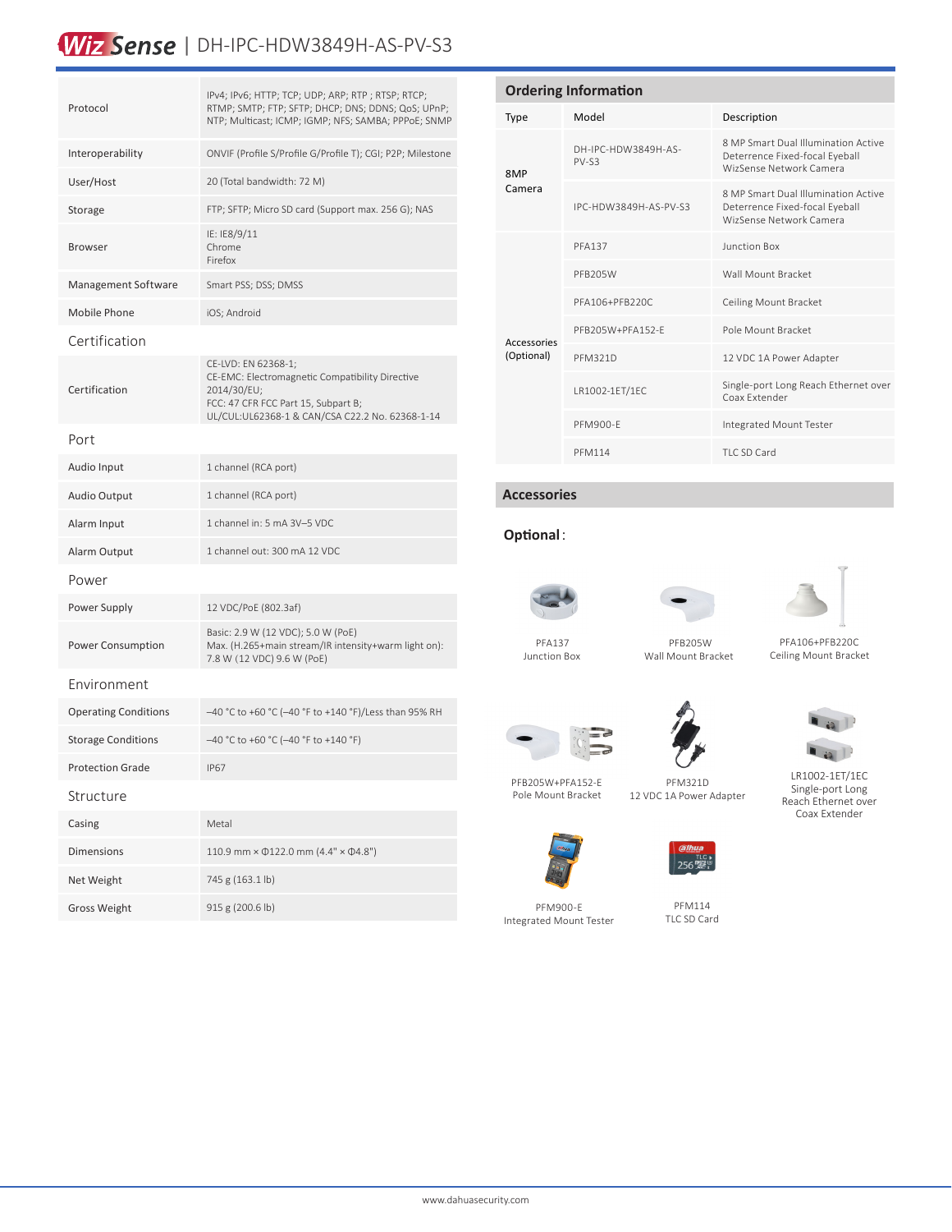# WizSense | DH-IPC-HDW3849H-AS-PV-S3

| | |
|---|---|
| Protocol | IPv4; IPv6; HTTP; TCP; UDP; ARP; RTP ; RTSP; RTCP; RTMP; SMTP; FTP; SFTP; DHCP; DNS; DDNS; QoS; UPnP; NTP; Multicast; ICMP; IGMP; NFS; SAMBA; PPPoE; SNMP |
| Interoperability | ONVIF (Profile S/Profile G/Profile T); CGI; P2P; Milestone |
| User/Host | 20 (Total bandwidth: 72 M) |
| Storage | FTP; SFTP; Micro SD card (Support max. 256 G); NAS |
| Browser | IE: IE8/9/11<br>Chrome<br>Firefox |
| Management Software | Smart PSS; DSS; DMSS |
| Mobile Phone | iOS; Android |
| **Certification** | |
| Certification | CE-LVD: EN 62368-1;<br>CE-EMC: Electromagnetic Compatibility Directive 2014/30/EU;<br>FCC: 47 CFR FCC Part 15, Subpart B;<br>UL/CUL:UL62368-1 & CAN/CSA C22.2 No. 62368-1-14 |
| **Port** | |
| Audio Input | 1 channel (RCA port) |
| Audio Output | 1 channel (RCA port) |
| Alarm Input | 1 channel in: 5 mA 3V–5 VDC |
| Alarm Output | 1 channel out: 300 mA 12 VDC |
| **Power** | |
| Power Supply | 12 VDC/PoE (802.3af) |
| Power Consumption | Basic: 2.9 W (12 VDC); 5.0 W (PoE)<br>Max. (H.265+main stream/IR intensity+warm light on): 7.8 W (12 VDC) 9.6 W (PoE) |
| **Environment** | |
| Operating Conditions | –40 °C to +60 °C (–40 °F to +140 °F)/Less than 95% RH |
| Storage Conditions | –40 °C to +60 °C (–40 °F to +140 °F) |
| Protection Grade | IP67 |
| **Structure** | |
| Casing | Metal |
| Dimensions | 110.9 mm × Φ122.0 mm (4.4" × Φ4.8") |
| Net Weight | 745 g (163.1 lb) |
| Gross Weight | 915 g (200.6 lb) |

## Ordering Information

| Type | Model | Description |
|---|---|---|
| 8MP Camera | DH-IPC-HDW3849H-AS-PV-S3 | 8 MP Smart Dual Illumination Active Deterrence Fixed-focal Eyeball WizSense Network Camera |
| | IPC-HDW3849H-AS-PV-S3 | 8 MP Smart Dual Illumination Active Deterrence Fixed-focal Eyeball WizSense Network Camera |
| Accessories (Optional) | PFA137 | Junction Box |
| | PFB205W | Wall Mount Bracket |
| | PFA106+PFB220C | Ceiling Mount Bracket |
| | PFB205W+PFA152-E | Pole Mount Bracket |
| | PFM321D | 12 VDC 1A Power Adapter |
| | LR1002-1ET/1EC | Single-port Long Reach Ethernet over Coax Extender |
| | PFM900-E | Integrated Mount Tester |
| | PFM114 | TLC SD Card |

## Accessories

**Optional:**

PFA137
Junction Box

PFB205W
Wall Mount Bracket

PFA106+PFB220C
Ceiling Mount Bracket

PFB205W+PFA152-E
Pole Mount Bracket

PFM321D
12 VDC 1A Power Adapter

LR1002-1ET/1EC
Single-port Long Reach Ethernet over Coax Extender

PFM900-E
Integrated Mount Tester

PFM114
TLC SD Card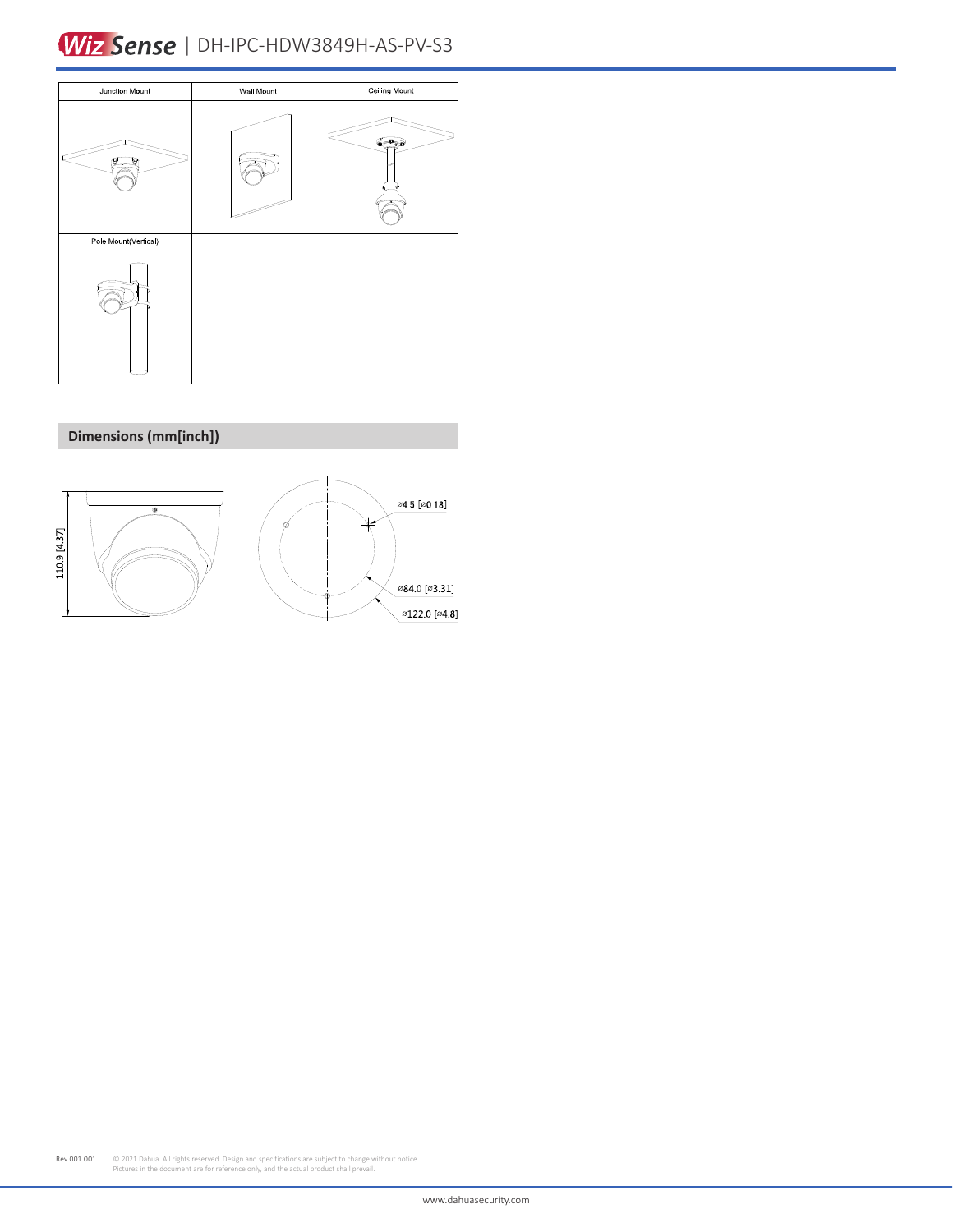Junction Mount

Wall Mount

Ceiling Mount

Pole Mount(Vertical)

## Dimensions (mm[inch])

110.9 [4.37]

ø4.5 [ø0.18]

ø84.0 [ø3.31]

ø122.0 [ø4.8]

Rev 001.001

© 2021 Dahua. All rights reserved. Design and specifications are subject to change without notice.
Pictures in the document are for reference only, and the actual product shall prevail.